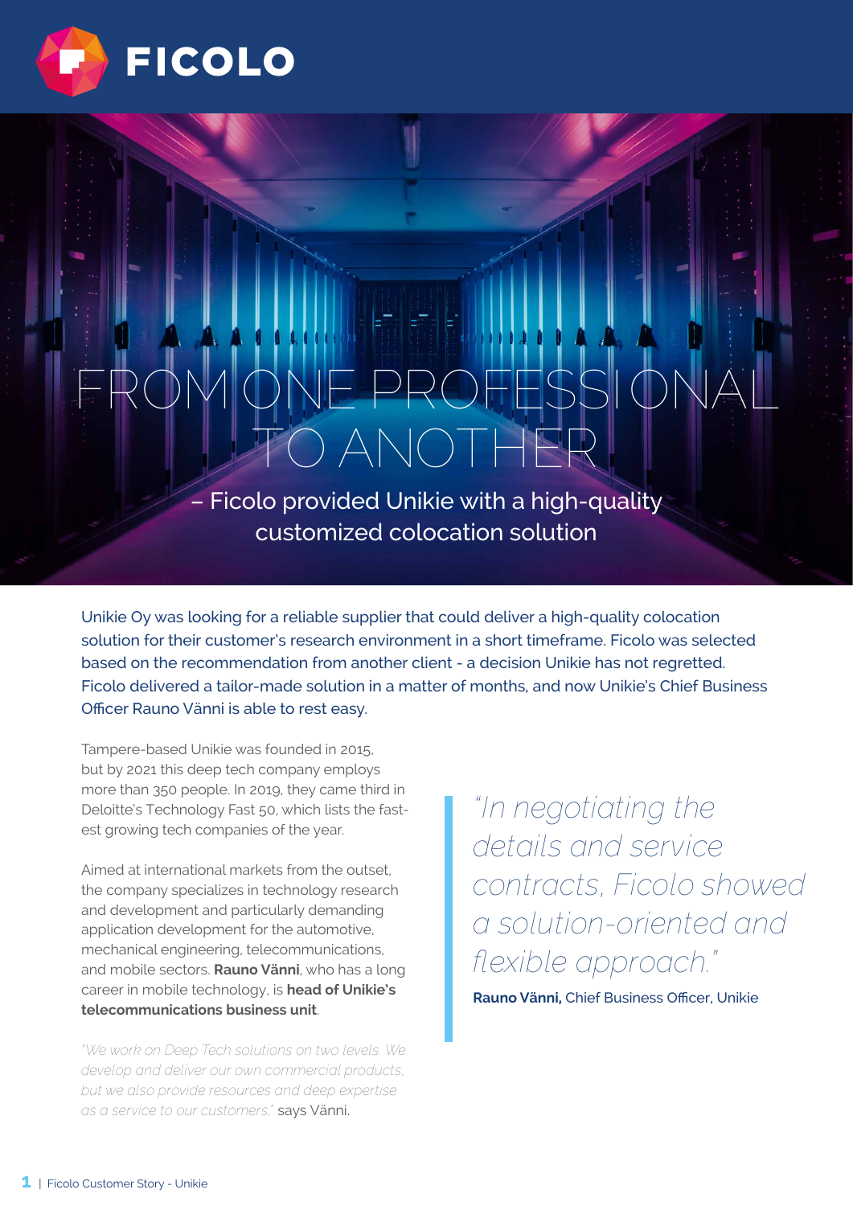FICOLO

# FROM ONE PROFESSIONAL TO ANOTHER

## – Ficolo provided Unikie with a high-quality customized colocation solution

Unikie Oy was looking for a reliable supplier that could deliver a high-quality colocation solution for their customer's research environment in a short timeframe. Ficolo was selected based on the recommendation from another client - a decision Unikie has not regretted. Ficolo delivered a tailor-made solution in a matter of months, and now Unikie's Chief Business Officer Rauno Vänni is able to rest easy.

Tampere-based Unikie was founded in 2015, but by 2021 this deep tech company employs more than 350 people. In 2019, they came third in Deloitte's Technology Fast 50, which lists the fastest growing tech companies of the year.

Aimed at international markets from the outset, the company specializes in technology research and development and particularly demanding application development for the automotive, mechanical engineering, telecommunications, and mobile sectors. **Rauno Vänni**, who has a long career in mobile technology, is **head of Unikie's telecommunications business unit**.

*"We work on Deep Tech solutions on two levels. We develop and deliver our own commercial products, but we also provide resources and deep expertise as a service to our customers,"* says Vänni.

> *"In negotiating the details and service contracts, Ficolo showed a solution-oriented and flexible approach."*
>
> **Rauno Vänni,** Chief Business Officer, Unikie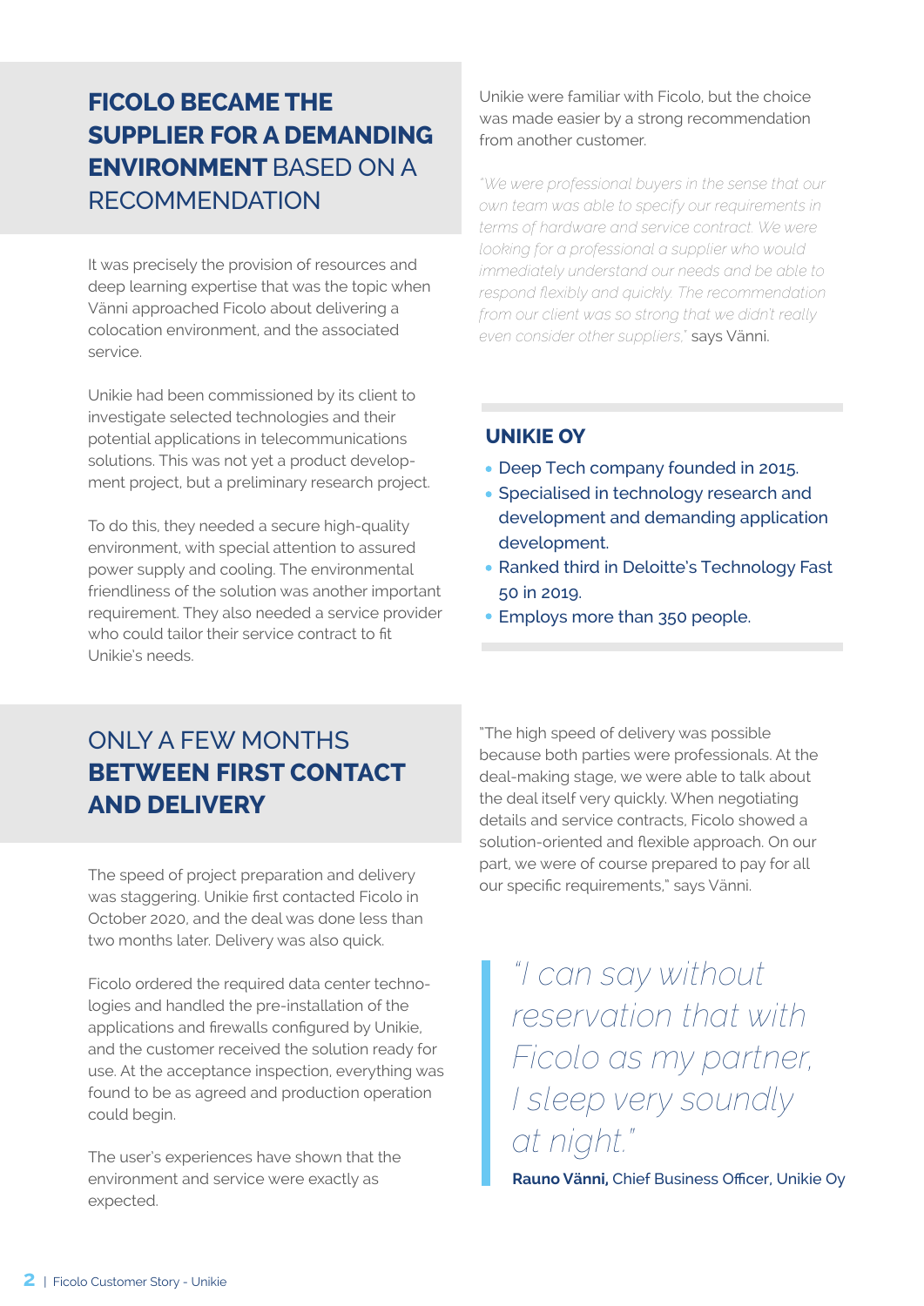## **FICOLO BECAME THE SUPPLIER FOR A DEMANDING ENVIRONMENT** BASED ON A RECOMMENDATION

It was precisely the provision of resources and deep learning expertise that was the topic when Vänni approached Ficolo about delivering a colocation environment, and the associated service.

Unikie had been commissioned by its client to investigate selected technologies and their potential applications in telecommunications solutions. This was not yet a product development project, but a preliminary research project.

To do this, they needed a secure high-quality environment, with special attention to assured power supply and cooling. The environmental friendliness of the solution was another important requirement. They also needed a service provider who could tailor their service contract to fit Unikie's needs.

Unikie were familiar with Ficolo, but the choice was made easier by a strong recommendation from another customer.

*"We were professional buyers in the sense that our own team was able to specify our requirements in terms of hardware and service contract. We were looking for a professional a supplier who would immediately understand our needs and be able to respond flexibly and quickly. The recommendation from our client was so strong that we didn't really even consider other suppliers,"* says Vänni.

### UNIKIE OY

- Deep Tech company founded in 2015.
- Specialised in technology research and development and demanding application development.
- Ranked third in Deloitte's Technology Fast 50 in 2019.
- Employs more than 350 people.

## ONLY A FEW MONTHS **BETWEEN FIRST CONTACT AND DELIVERY**

The speed of project preparation and delivery was staggering. Unikie first contacted Ficolo in October 2020, and the deal was done less than two months later. Delivery was also quick.

Ficolo ordered the required data center technologies and handled the pre-installation of the applications and firewalls configured by Unikie, and the customer received the solution ready for use. At the acceptance inspection, everything was found to be as agreed and production operation could begin.

The user's experiences have shown that the environment and service were exactly as expected.

"The high speed of delivery was possible because both parties were professionals. At the deal-making stage, we were able to talk about the deal itself very quickly. When negotiating details and service contracts, Ficolo showed a solution-oriented and flexible approach. On our part, we were of course prepared to pay for all our specific requirements," says Vänni.

> *"I can say without reservation that with Ficolo as my partner, I sleep very soundly at night."*
>
> **Rauno Vänni,** Chief Business Officer, Unikie Oy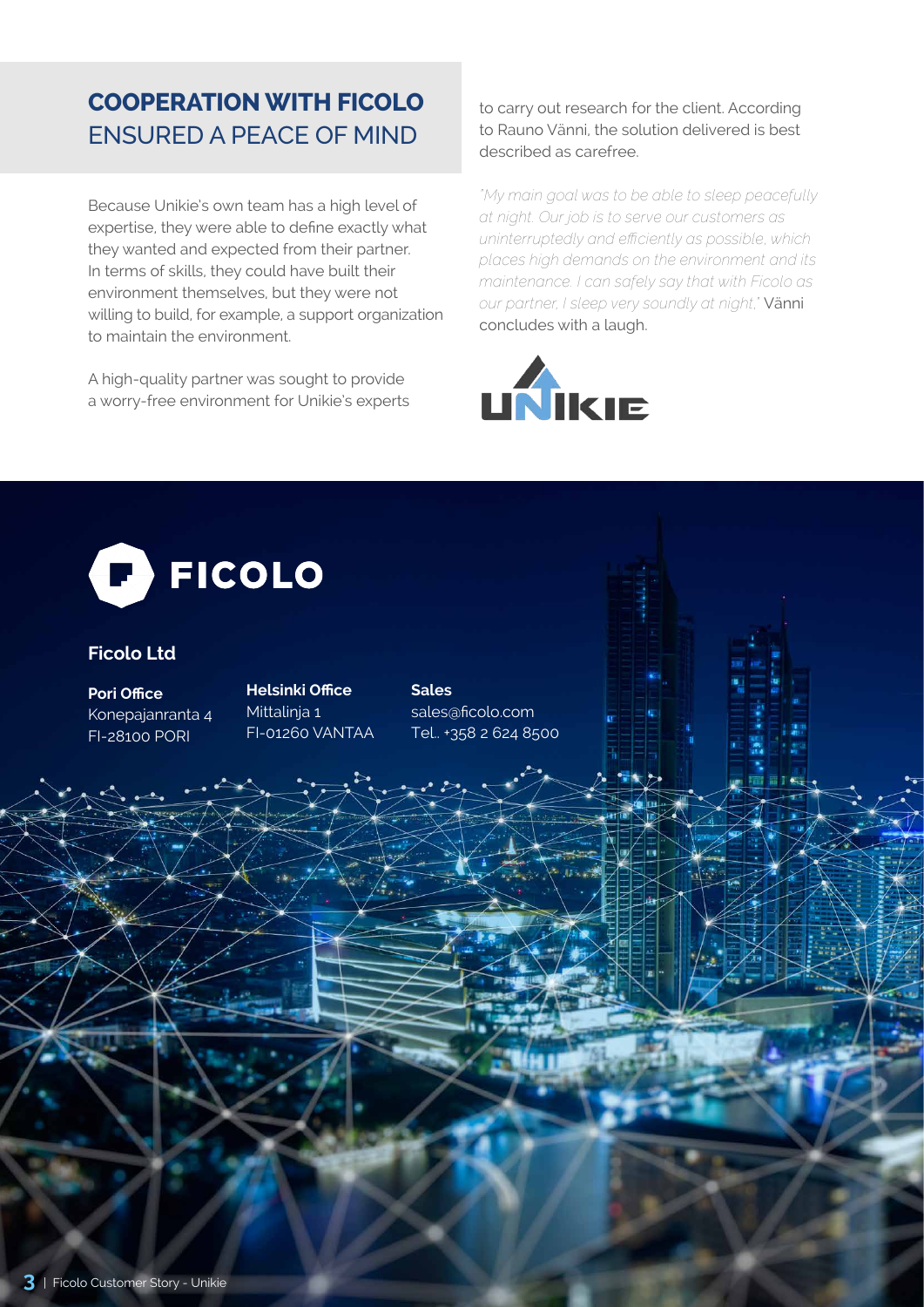## COOPERATION WITH FICOLO ENSURED A PEACE OF MIND

Because Unikie's own team has a high level of expertise, they were able to define exactly what they wanted and expected from their partner. In terms of skills, they could have built their environment themselves, but they were not willing to build, for example, a support organization to maintain the environment.

A high-quality partner was sought to provide a worry-free environment for Unikie's experts to carry out research for the client. According to Rauno Vänni, the solution delivered is best described as carefree.

*"My main goal was to be able to sleep peacefully at night. Our job is to serve our customers as uninterruptedly and efficiently as possible, which places high demands on the environment and its maintenance. I can safely say that with Ficolo as our partner, I sleep very soundly at night,"* Vänni concludes with a laugh.

UNIKIE

FICOLO

### Ficolo Ltd

**Pori Office**
Konepajanranta 4
FI-28100 PORI

**Helsinki Office**
Mittalinja 1
FI-01260 VANTAA

**Sales**
sales@ficolo.com
Tel.. +358 2 624 8500